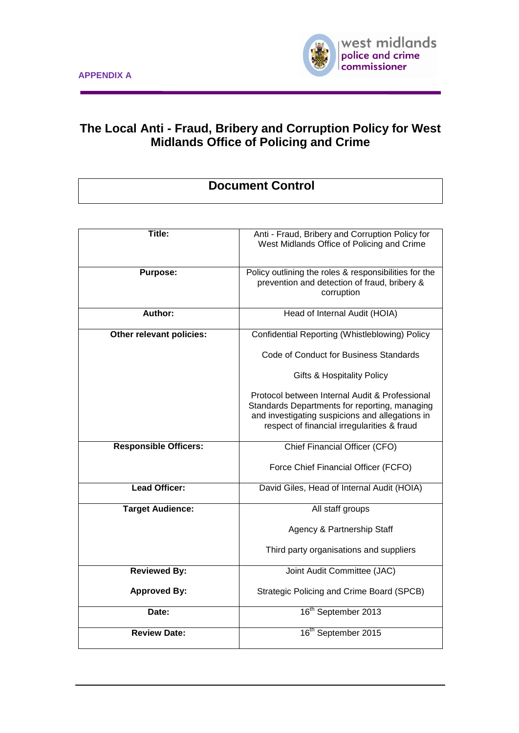**APPENDIX A**

west midlands police and crime commissioner

# The Local Anti - Fraud, Bribery and Corruption Policy for West Midlands Office of Policing and Crime

## Document Control

| | |
|---|---|
| **Title:** | Anti - Fraud, Bribery and Corruption Policy for West Midlands Office of Policing and Crime |
| **Purpose:** | Policy outlining the roles & responsibilities for the prevention and detection of fraud, bribery & corruption |
| **Author:** | Head of Internal Audit (HOIA) |
| **Other relevant policies:** | Confidential Reporting (Whistleblowing) Policy<br><br>Code of Conduct for Business Standards<br><br>Gifts & Hospitality Policy<br><br>Protocol between Internal Audit & Professional Standards Departments for reporting, managing and investigating suspicions and allegations in respect of financial irregularities & fraud |
| **Responsible Officers:** | Chief Financial Officer (CFO)<br><br>Force Chief Financial Officer (FCFO) |
| **Lead Officer:** | David Giles, Head of Internal Audit (HOIA) |
| **Target Audience:** | All staff groups<br><br>Agency & Partnership Staff<br><br>Third party organisations and suppliers |
| **Reviewed By:**<br><br>**Approved By:** | Joint Audit Committee (JAC)<br><br>Strategic Policing and Crime Board (SPCB) |
| **Date:** | 16th September 2013 |
| **Review Date:** | 16th September 2015 |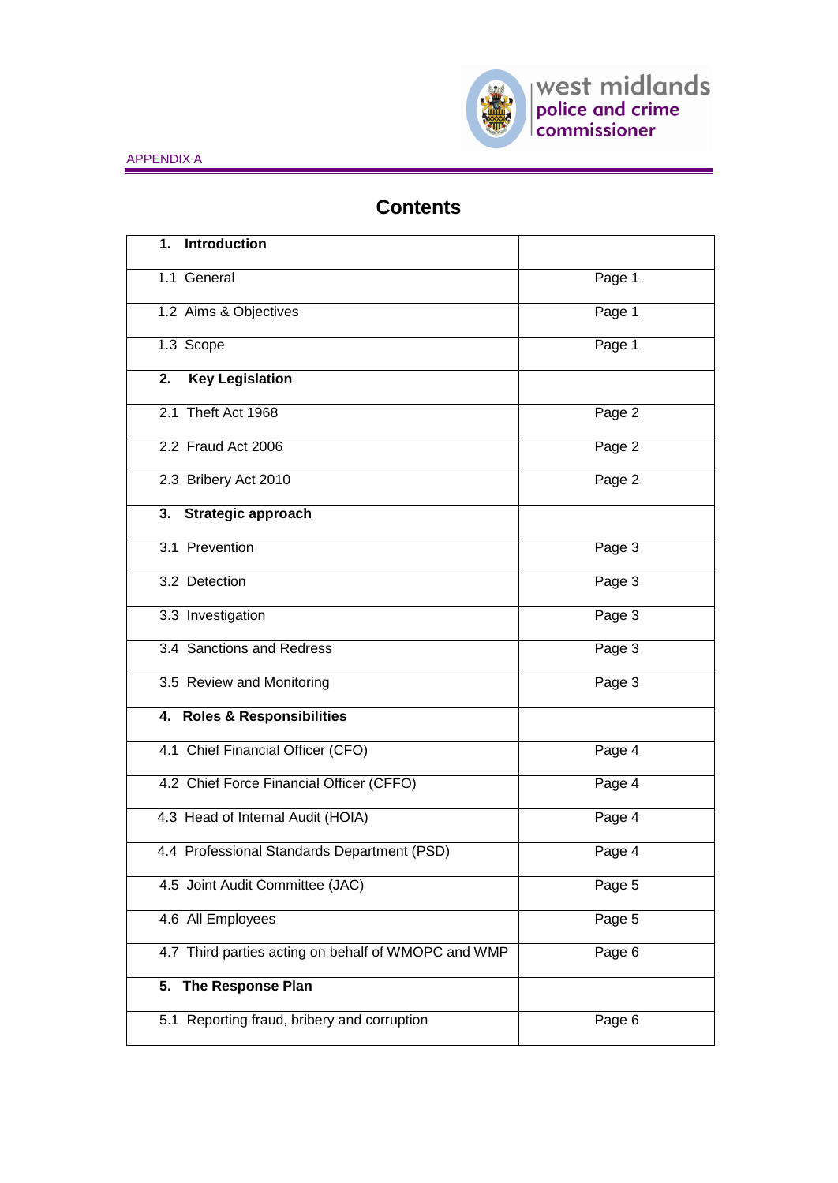APPENDIX A

# Contents

| **1. Introduction** | |
|---|---|
| 1.1 General | Page 1 |
| 1.2 Aims & Objectives | Page 1 |
| 1.3 Scope | Page 1 |
| **2. Key Legislation** | |
| 2.1 Theft Act 1968 | Page 2 |
| 2.2 Fraud Act 2006 | Page 2 |
| 2.3 Bribery Act 2010 | Page 2 |
| **3. Strategic approach** | |
| 3.1 Prevention | Page 3 |
| 3.2 Detection | Page 3 |
| 3.3 Investigation | Page 3 |
| 3.4 Sanctions and Redress | Page 3 |
| 3.5 Review and Monitoring | Page 3 |
| **4. Roles & Responsibilities** | |
| 4.1 Chief Financial Officer (CFO) | Page 4 |
| 4.2 Chief Force Financial Officer (CFFO) | Page 4 |
| 4.3 Head of Internal Audit (HOIA) | Page 4 |
| 4.4 Professional Standards Department (PSD) | Page 4 |
| 4.5 Joint Audit Committee (JAC) | Page 5 |
| 4.6 All Employees | Page 5 |
| 4.7 Third parties acting on behalf of WMOPC and WMP | Page 6 |
| **5. The Response Plan** | |
| 5.1 Reporting fraud, bribery and corruption | Page 6 |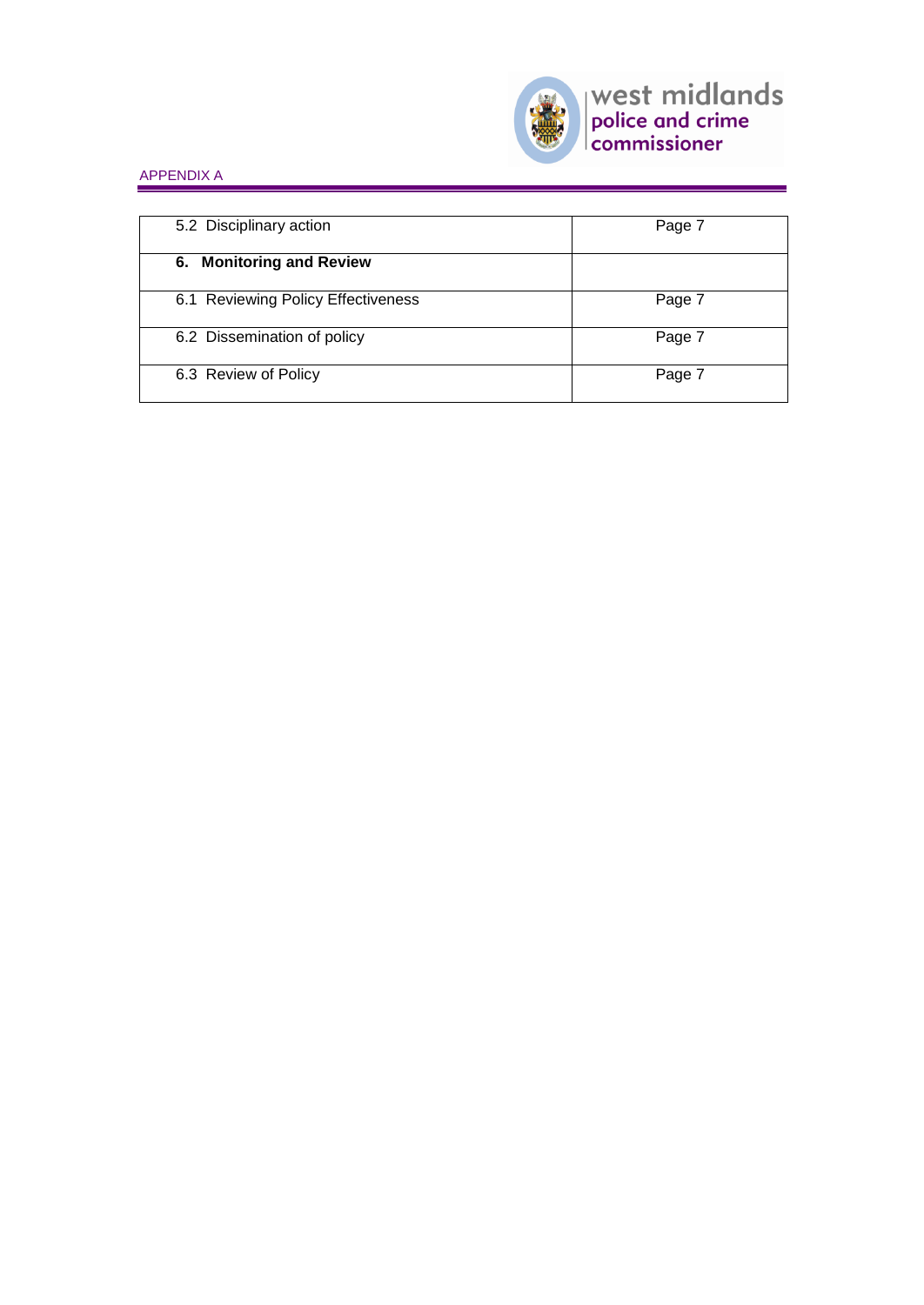APPENDIX A

| | |
|---|---|
| 5.2 Disciplinary action | Page 7 |
| **6. Monitoring and Review** | |
| 6.1 Reviewing Policy Effectiveness | Page 7 |
| 6.2 Dissemination of policy | Page 7 |
| 6.3 Review of Policy | Page 7 |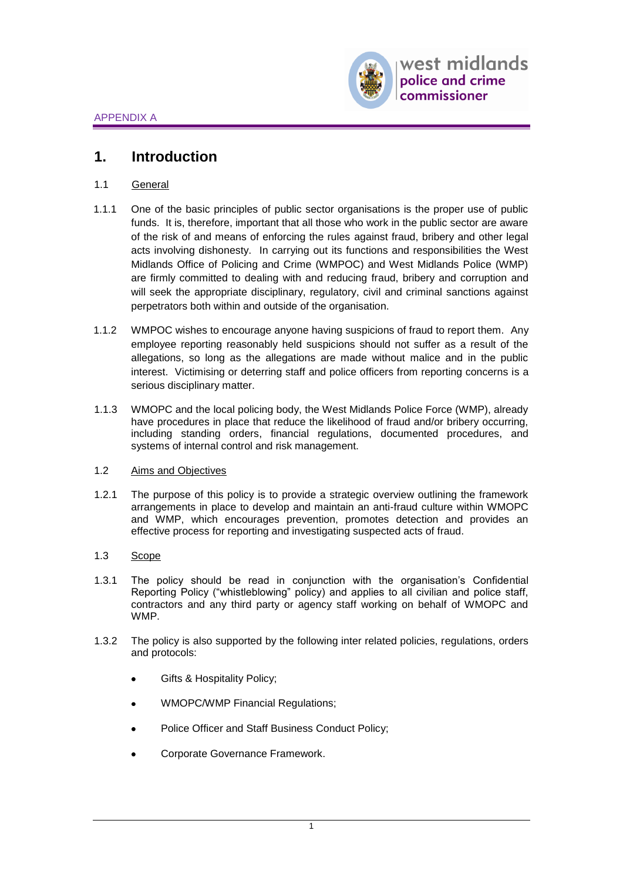APPENDIX A

# 1. Introduction

## 1.1 General

1.1.1 One of the basic principles of public sector organisations is the proper use of public funds. It is, therefore, important that all those who work in the public sector are aware of the risk of and means of enforcing the rules against fraud, bribery and other legal acts involving dishonesty. In carrying out its functions and responsibilities the West Midlands Office of Policing and Crime (WMPOC) and West Midlands Police (WMP) are firmly committed to dealing with and reducing fraud, bribery and corruption and will seek the appropriate disciplinary, regulatory, civil and criminal sanctions against perpetrators both within and outside of the organisation.

1.1.2 WMPOC wishes to encourage anyone having suspicions of fraud to report them. Any employee reporting reasonably held suspicions should not suffer as a result of the allegations, so long as the allegations are made without malice and in the public interest. Victimising or deterring staff and police officers from reporting concerns is a serious disciplinary matter.

1.1.3 WMOPC and the local policing body, the West Midlands Police Force (WMP), already have procedures in place that reduce the likelihood of fraud and/or bribery occurring, including standing orders, financial regulations, documented procedures, and systems of internal control and risk management.

## 1.2 Aims and Objectives

1.2.1 The purpose of this policy is to provide a strategic overview outlining the framework arrangements in place to develop and maintain an anti-fraud culture within WMOPC and WMP, which encourages prevention, promotes detection and provides an effective process for reporting and investigating suspected acts of fraud.

## 1.3 Scope

1.3.1 The policy should be read in conjunction with the organisation's Confidential Reporting Policy ("whistleblowing" policy) and applies to all civilian and police staff, contractors and any third party or agency staff working on behalf of WMOPC and WMP.

1.3.2 The policy is also supported by the following inter related policies, regulations, orders and protocols:

- Gifts & Hospitality Policy;
- WMOPC/WMP Financial Regulations;
- Police Officer and Staff Business Conduct Policy;
- Corporate Governance Framework.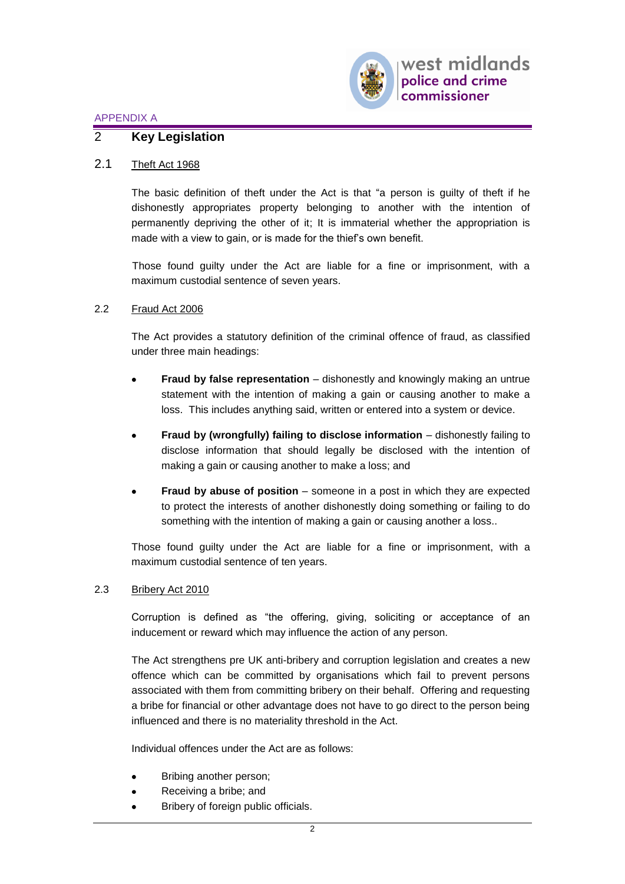APPENDIX A

## 2 Key Legislation

### 2.1 Theft Act 1968

The basic definition of theft under the Act is that "a person is guilty of theft if he dishonestly appropriates property belonging to another with the intention of permanently depriving the other of it; It is immaterial whether the appropriation is made with a view to gain, or is made for the thief's own benefit.

Those found guilty under the Act are liable for a fine or imprisonment, with a maximum custodial sentence of seven years.

### 2.2 Fraud Act 2006

The Act provides a statutory definition of the criminal offence of fraud, as classified under three main headings:

- **Fraud by false representation** – dishonestly and knowingly making an untrue statement with the intention of making a gain or causing another to make a loss. This includes anything said, written or entered into a system or device.
- **Fraud by (wrongfully) failing to disclose information** – dishonestly failing to disclose information that should legally be disclosed with the intention of making a gain or causing another to make a loss; and
- **Fraud by abuse of position** – someone in a post in which they are expected to protect the interests of another dishonestly doing something or failing to do something with the intention of making a gain or causing another a loss..

Those found guilty under the Act are liable for a fine or imprisonment, with a maximum custodial sentence of ten years.

### 2.3 Bribery Act 2010

Corruption is defined as "the offering, giving, soliciting or acceptance of an inducement or reward which may influence the action of any person.

The Act strengthens pre UK anti-bribery and corruption legislation and creates a new offence which can be committed by organisations which fail to prevent persons associated with them from committing bribery on their behalf. Offering and requesting a bribe for financial or other advantage does not have to go direct to the person being influenced and there is no materiality threshold in the Act.

Individual offences under the Act are as follows:

- Bribing another person;
- Receiving a bribe; and
- Bribery of foreign public officials.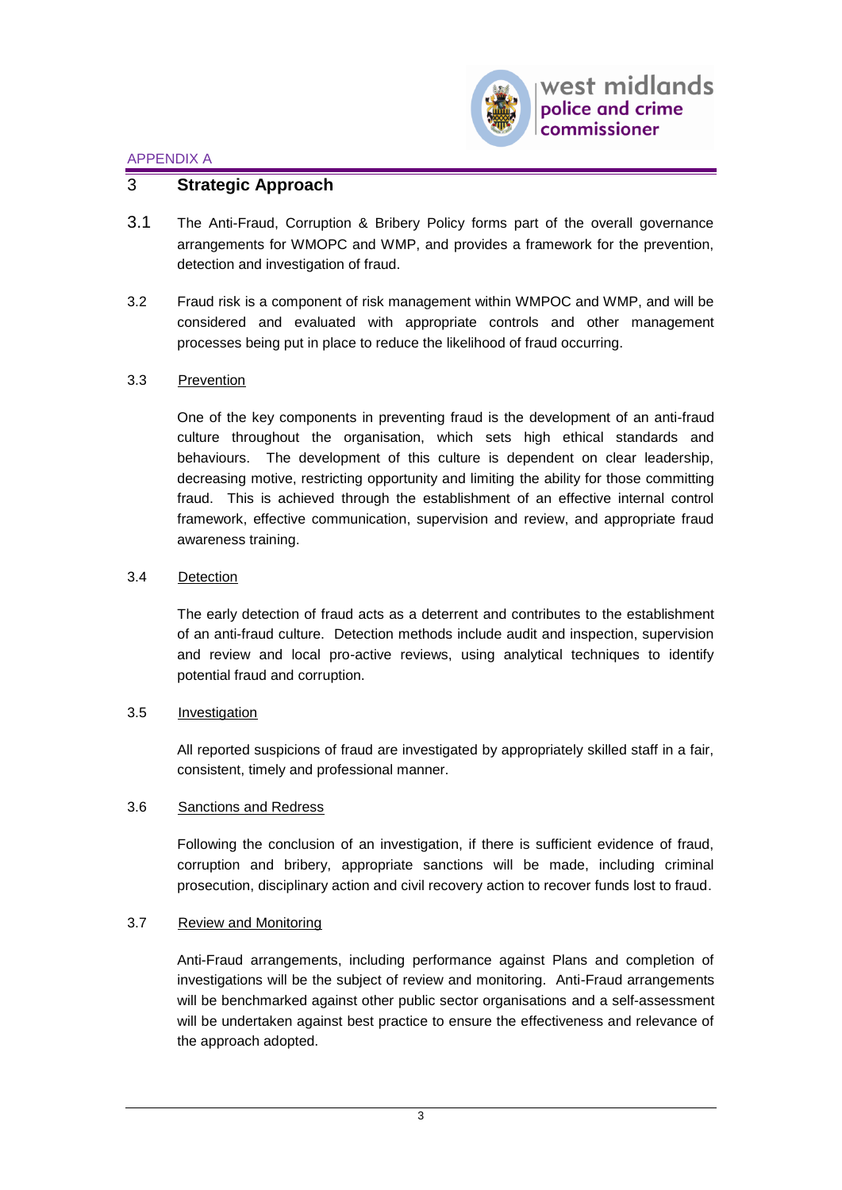APPENDIX A

## 3 Strategic Approach

3.1 The Anti-Fraud, Corruption & Bribery Policy forms part of the overall governance arrangements for WMOPC and WMP, and provides a framework for the prevention, detection and investigation of fraud.

3.2 Fraud risk is a component of risk management within WMPOC and WMP, and will be considered and evaluated with appropriate controls and other management processes being put in place to reduce the likelihood of fraud occurring.

3.3 Prevention

One of the key components in preventing fraud is the development of an anti-fraud culture throughout the organisation, which sets high ethical standards and behaviours. The development of this culture is dependent on clear leadership, decreasing motive, restricting opportunity and limiting the ability for those committing fraud. This is achieved through the establishment of an effective internal control framework, effective communication, supervision and review, and appropriate fraud awareness training.

3.4 Detection

The early detection of fraud acts as a deterrent and contributes to the establishment of an anti-fraud culture. Detection methods include audit and inspection, supervision and review and local pro-active reviews, using analytical techniques to identify potential fraud and corruption.

3.5 Investigation

All reported suspicions of fraud are investigated by appropriately skilled staff in a fair, consistent, timely and professional manner.

3.6 Sanctions and Redress

Following the conclusion of an investigation, if there is sufficient evidence of fraud, corruption and bribery, appropriate sanctions will be made, including criminal prosecution, disciplinary action and civil recovery action to recover funds lost to fraud.

3.7 Review and Monitoring

Anti-Fraud arrangements, including performance against Plans and completion of investigations will be the subject of review and monitoring. Anti-Fraud arrangements will be benchmarked against other public sector organisations and a self-assessment will be undertaken against best practice to ensure the effectiveness and relevance of the approach adopted.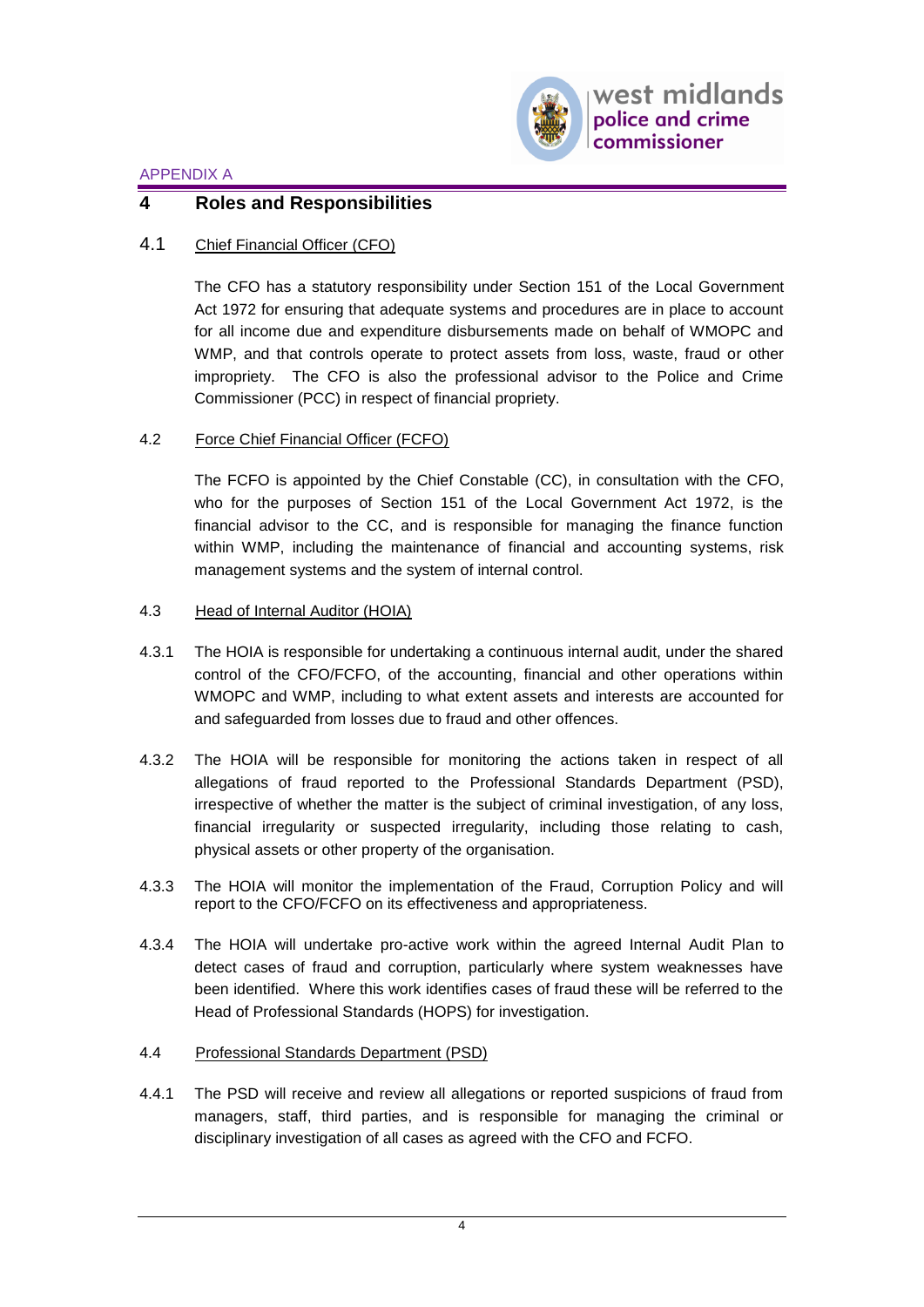APPENDIX A

## 4 Roles and Responsibilities

### 4.1 Chief Financial Officer (CFO)

The CFO has a statutory responsibility under Section 151 of the Local Government Act 1972 for ensuring that adequate systems and procedures are in place to account for all income due and expenditure disbursements made on behalf of WMOPC and WMP, and that controls operate to protect assets from loss, waste, fraud or other impropriety. The CFO is also the professional advisor to the Police and Crime Commissioner (PCC) in respect of financial propriety.

### 4.2 Force Chief Financial Officer (FCFO)

The FCFO is appointed by the Chief Constable (CC), in consultation with the CFO, who for the purposes of Section 151 of the Local Government Act 1972, is the financial advisor to the CC, and is responsible for managing the finance function within WMP, including the maintenance of financial and accounting systems, risk management systems and the system of internal control.

### 4.3 Head of Internal Auditor (HOIA)

4.3.1 The HOIA is responsible for undertaking a continuous internal audit, under the shared control of the CFO/FCFO, of the accounting, financial and other operations within WMOPC and WMP, including to what extent assets and interests are accounted for and safeguarded from losses due to fraud and other offences.

4.3.2 The HOIA will be responsible for monitoring the actions taken in respect of all allegations of fraud reported to the Professional Standards Department (PSD), irrespective of whether the matter is the subject of criminal investigation, of any loss, financial irregularity or suspected irregularity, including those relating to cash, physical assets or other property of the organisation.

4.3.3 The HOIA will monitor the implementation of the Fraud, Corruption Policy and will report to the CFO/FCFO on its effectiveness and appropriateness.

4.3.4 The HOIA will undertake pro-active work within the agreed Internal Audit Plan to detect cases of fraud and corruption, particularly where system weaknesses have been identified. Where this work identifies cases of fraud these will be referred to the Head of Professional Standards (HOPS) for investigation.

### 4.4 Professional Standards Department (PSD)

4.4.1 The PSD will receive and review all allegations or reported suspicions of fraud from managers, staff, third parties, and is responsible for managing the criminal or disciplinary investigation of all cases as agreed with the CFO and FCFO.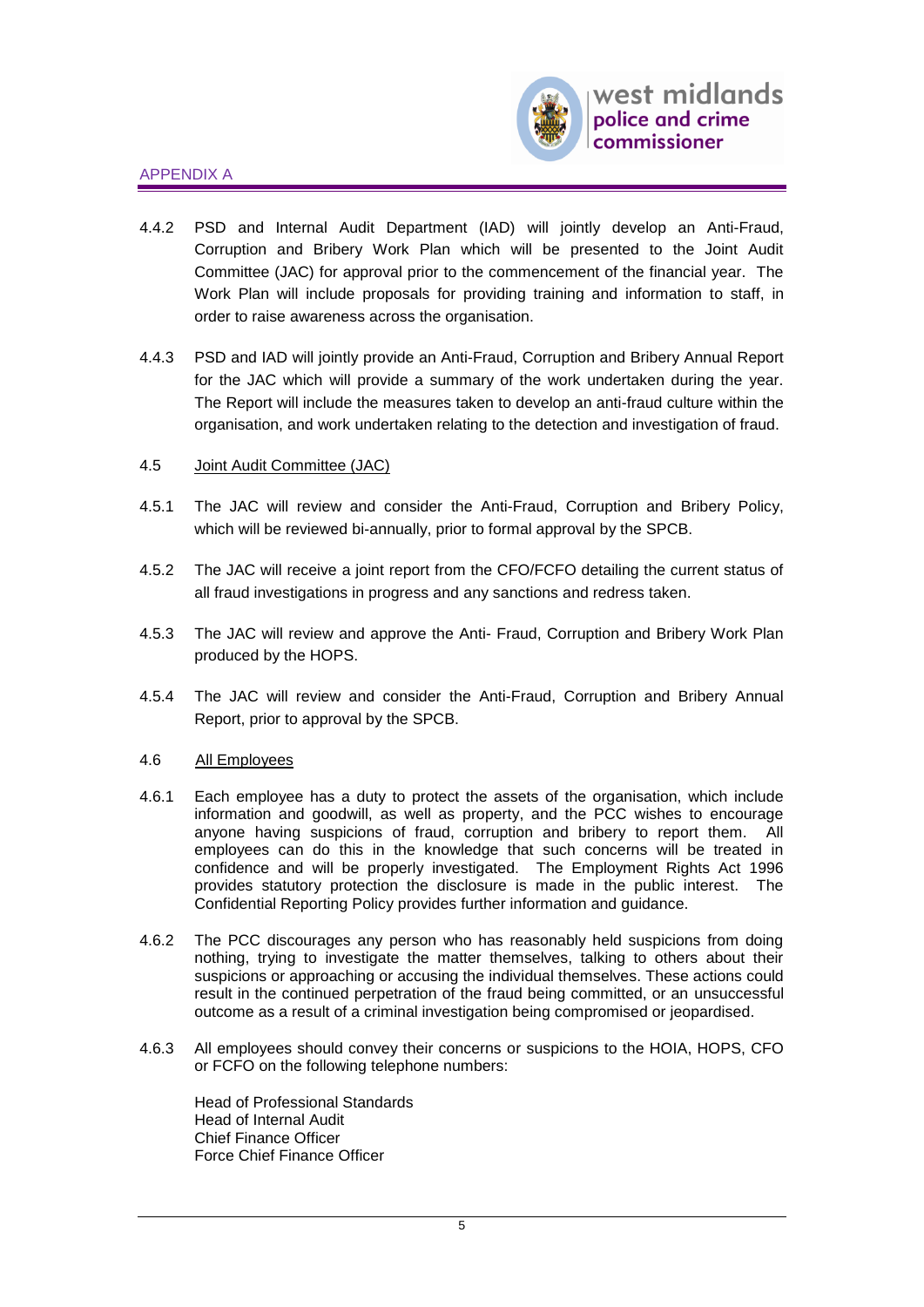4.4.2 PSD and Internal Audit Department (IAD) will jointly develop an Anti-Fraud, Corruption and Bribery Work Plan which will be presented to the Joint Audit Committee (JAC) for approval prior to the commencement of the financial year. The Work Plan will include proposals for providing training and information to staff, in order to raise awareness across the organisation.

4.4.3 PSD and IAD will jointly provide an Anti-Fraud, Corruption and Bribery Annual Report for the JAC which will provide a summary of the work undertaken during the year. The Report will include the measures taken to develop an anti-fraud culture within the organisation, and work undertaken relating to the detection and investigation of fraud.

4.5 <u>Joint Audit Committee (JAC)</u>

4.5.1 The JAC will review and consider the Anti-Fraud, Corruption and Bribery Policy, which will be reviewed bi-annually, prior to formal approval by the SPCB.

4.5.2 The JAC will receive a joint report from the CFO/FCFO detailing the current status of all fraud investigations in progress and any sanctions and redress taken.

4.5.3 The JAC will review and approve the Anti- Fraud, Corruption and Bribery Work Plan produced by the HOPS.

4.5.4 The JAC will review and consider the Anti-Fraud, Corruption and Bribery Annual Report, prior to approval by the SPCB.

4.6 <u>All Employees</u>

4.6.1 Each employee has a duty to protect the assets of the organisation, which include information and goodwill, as well as property, and the PCC wishes to encourage anyone having suspicions of fraud, corruption and bribery to report them. All employees can do this in the knowledge that such concerns will be treated in confidence and will be properly investigated. The Employment Rights Act 1996 provides statutory protection the disclosure is made in the public interest. The Confidential Reporting Policy provides further information and guidance.

4.6.2 The PCC discourages any person who has reasonably held suspicions from doing nothing, trying to investigate the matter themselves, talking to others about their suspicions or approaching or accusing the individual themselves. These actions could result in the continued perpetration of the fraud being committed, or an unsuccessful outcome as a result of a criminal investigation being compromised or jeopardised.

4.6.3 All employees should convey their concerns or suspicions to the HOIA, HOPS, CFO or FCFO on the following telephone numbers:

Head of Professional Standards
Head of Internal Audit
Chief Finance Officer
Force Chief Finance Officer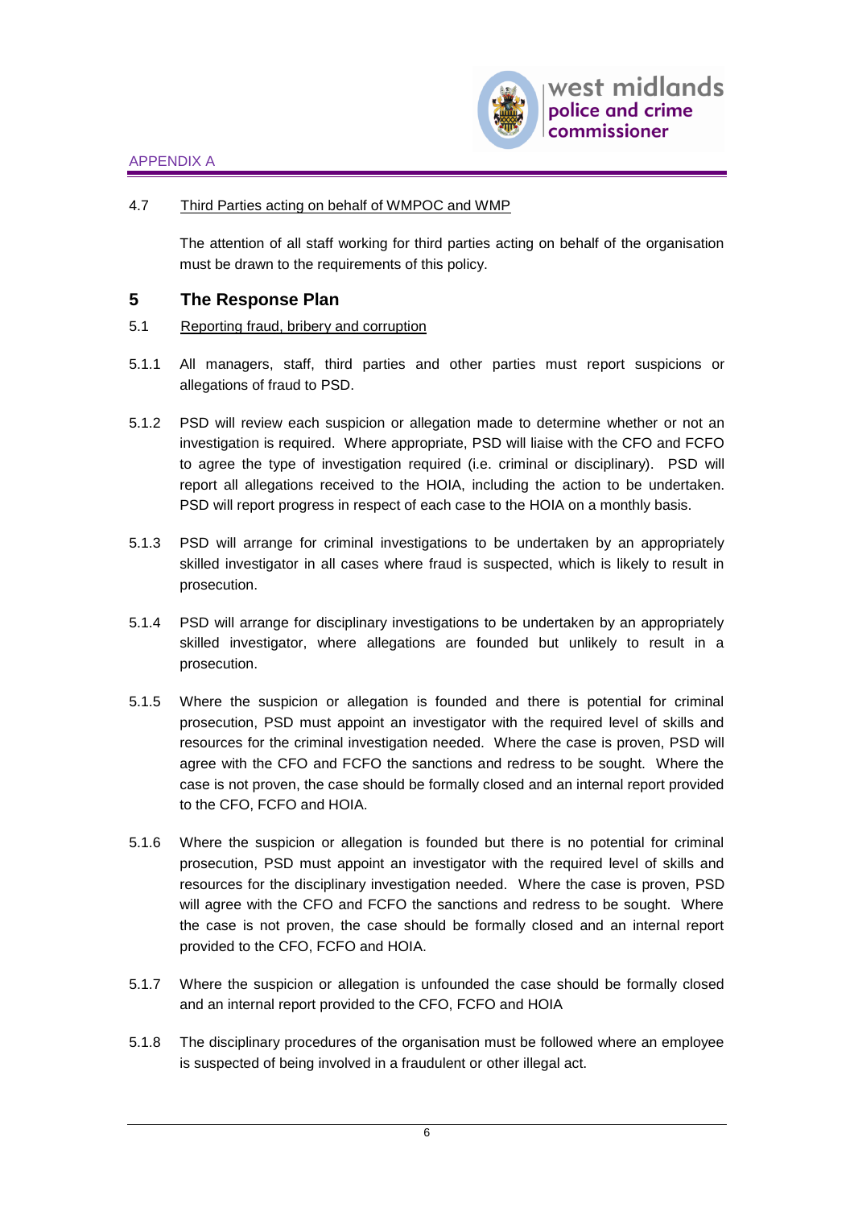APPENDIX A

4.7 Third Parties acting on behalf of WMPOC and WMP

The attention of all staff working for third parties acting on behalf of the organisation must be drawn to the requirements of this policy.

## 5 The Response Plan

5.1 Reporting fraud, bribery and corruption

5.1.1 All managers, staff, third parties and other parties must report suspicions or allegations of fraud to PSD.

5.1.2 PSD will review each suspicion or allegation made to determine whether or not an investigation is required. Where appropriate, PSD will liaise with the CFO and FCFO to agree the type of investigation required (i.e. criminal or disciplinary). PSD will report all allegations received to the HOIA, including the action to be undertaken. PSD will report progress in respect of each case to the HOIA on a monthly basis.

5.1.3 PSD will arrange for criminal investigations to be undertaken by an appropriately skilled investigator in all cases where fraud is suspected, which is likely to result in prosecution.

5.1.4 PSD will arrange for disciplinary investigations to be undertaken by an appropriately skilled investigator, where allegations are founded but unlikely to result in a prosecution.

5.1.5 Where the suspicion or allegation is founded and there is potential for criminal prosecution, PSD must appoint an investigator with the required level of skills and resources for the criminal investigation needed. Where the case is proven, PSD will agree with the CFO and FCFO the sanctions and redress to be sought. Where the case is not proven, the case should be formally closed and an internal report provided to the CFO, FCFO and HOIA.

5.1.6 Where the suspicion or allegation is founded but there is no potential for criminal prosecution, PSD must appoint an investigator with the required level of skills and resources for the disciplinary investigation needed. Where the case is proven, PSD will agree with the CFO and FCFO the sanctions and redress to be sought. Where the case is not proven, the case should be formally closed and an internal report provided to the CFO, FCFO and HOIA.

5.1.7 Where the suspicion or allegation is unfounded the case should be formally closed and an internal report provided to the CFO, FCFO and HOIA

5.1.8 The disciplinary procedures of the organisation must be followed where an employee is suspected of being involved in a fraudulent or other illegal act.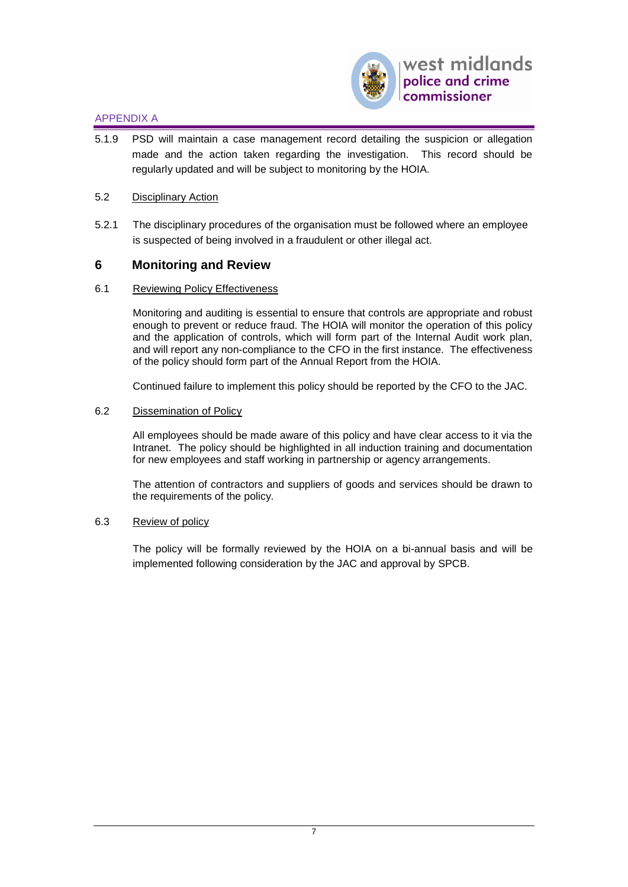APPENDIX A

5.1.9 PSD will maintain a case management record detailing the suspicion or allegation made and the action taken regarding the investigation. This record should be regularly updated and will be subject to monitoring by the HOIA.

5.2 Disciplinary Action

5.2.1 The disciplinary procedures of the organisation must be followed where an employee is suspected of being involved in a fraudulent or other illegal act.

## 6 Monitoring and Review

6.1 Reviewing Policy Effectiveness

Monitoring and auditing is essential to ensure that controls are appropriate and robust enough to prevent or reduce fraud. The HOIA will monitor the operation of this policy and the application of controls, which will form part of the Internal Audit work plan, and will report any non-compliance to the CFO in the first instance. The effectiveness of the policy should form part of the Annual Report from the HOIA.

Continued failure to implement this policy should be reported by the CFO to the JAC.

6.2 Dissemination of Policy

All employees should be made aware of this policy and have clear access to it via the Intranet. The policy should be highlighted in all induction training and documentation for new employees and staff working in partnership or agency arrangements.

The attention of contractors and suppliers of goods and services should be drawn to the requirements of the policy.

6.3 Review of policy

The policy will be formally reviewed by the HOIA on a bi-annual basis and will be implemented following consideration by the JAC and approval by SPCB.